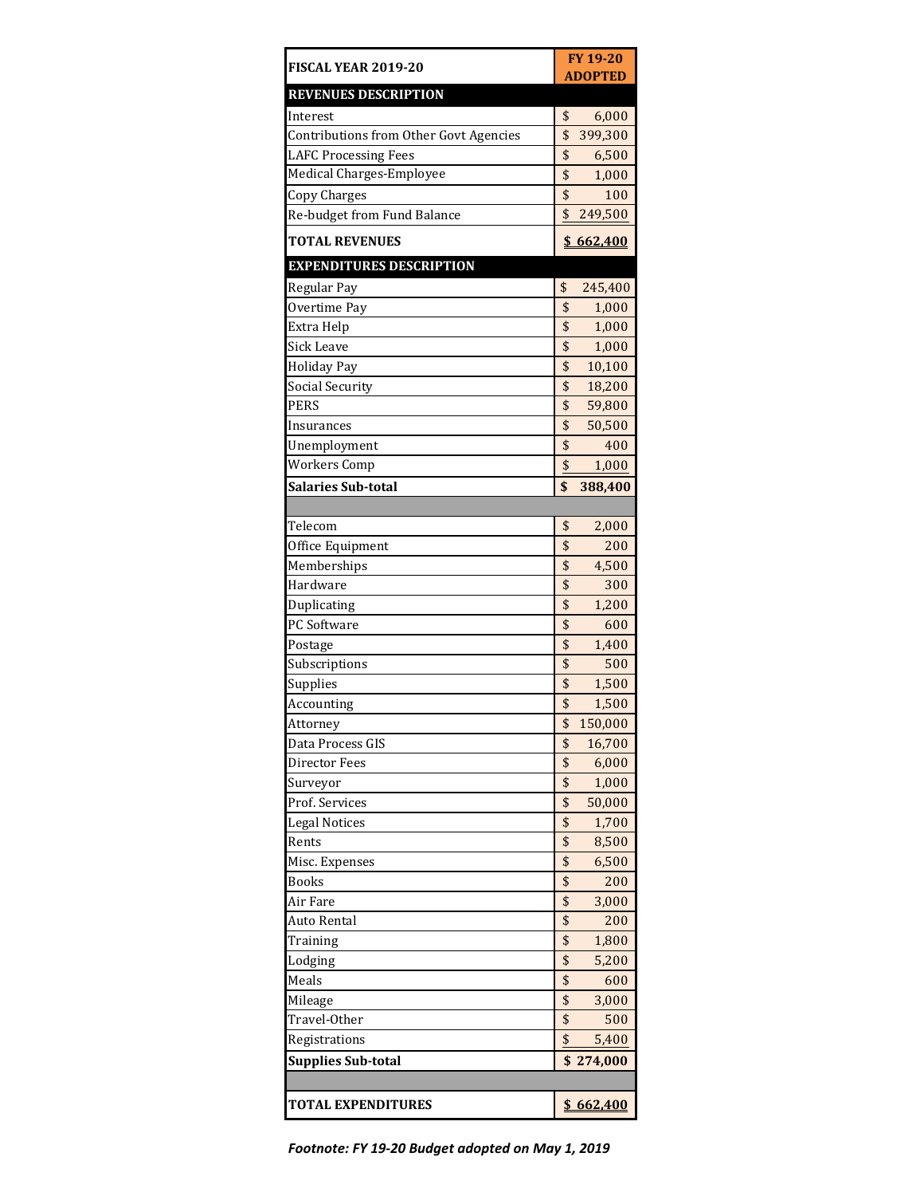| FISCAL YEAR 2019-20 | FY 19-20 ADOPTED |
|---|---|
| **REVENUES DESCRIPTION** | |
| Interest | $ 6,000 |
| Contributions from Other Govt Agencies | $ 399,300 |
| LAFC Processing Fees | $ 6,500 |
| Medical Charges-Employee | $ 1,000 |
| Copy Charges | $ 100 |
| Re-budget from Fund Balance | $ 249,500 |
| **TOTAL REVENUES** | **$ 662,400** |
| **EXPENDITURES DESCRIPTION** | |
| Regular Pay | $ 245,400 |
| Overtime Pay | $ 1,000 |
| Extra Help | $ 1,000 |
| Sick Leave | $ 1,000 |
| Holiday Pay | $ 10,100 |
| Social Security | $ 18,200 |
| PERS | $ 59,800 |
| Insurances | $ 50,500 |
| Unemployment | $ 400 |
| Workers Comp | $ 1,000 |
| **Salaries Sub-total** | **$ 388,400** |
| | |
| Telecom | $ 2,000 |
| Office Equipment | $ 200 |
| Memberships | $ 4,500 |
| Hardware | $ 300 |
| Duplicating | $ 1,200 |
| PC Software | $ 600 |
| Postage | $ 1,400 |
| Subscriptions | $ 500 |
| Supplies | $ 1,500 |
| Accounting | $ 1,500 |
| Attorney | $ 150,000 |
| Data Process GIS | $ 16,700 |
| Director Fees | $ 6,000 |
| Surveyor | $ 1,000 |
| Prof. Services | $ 50,000 |
| Legal Notices | $ 1,700 |
| Rents | $ 8,500 |
| Misc. Expenses | $ 6,500 |
| Books | $ 200 |
| Air Fare | $ 3,000 |
| Auto Rental | $ 200 |
| Training | $ 1,800 |
| Lodging | $ 5,200 |
| Meals | $ 600 |
| Mileage | $ 3,000 |
| Travel-Other | $ 500 |
| Registrations | $ 5,400 |
| **Supplies Sub-total** | **$ 274,000** |
| | |
| **TOTAL EXPENDITURES** | **$ 662,400** |

***Footnote: FY 19-20 Budget adopted on May 1, 2019***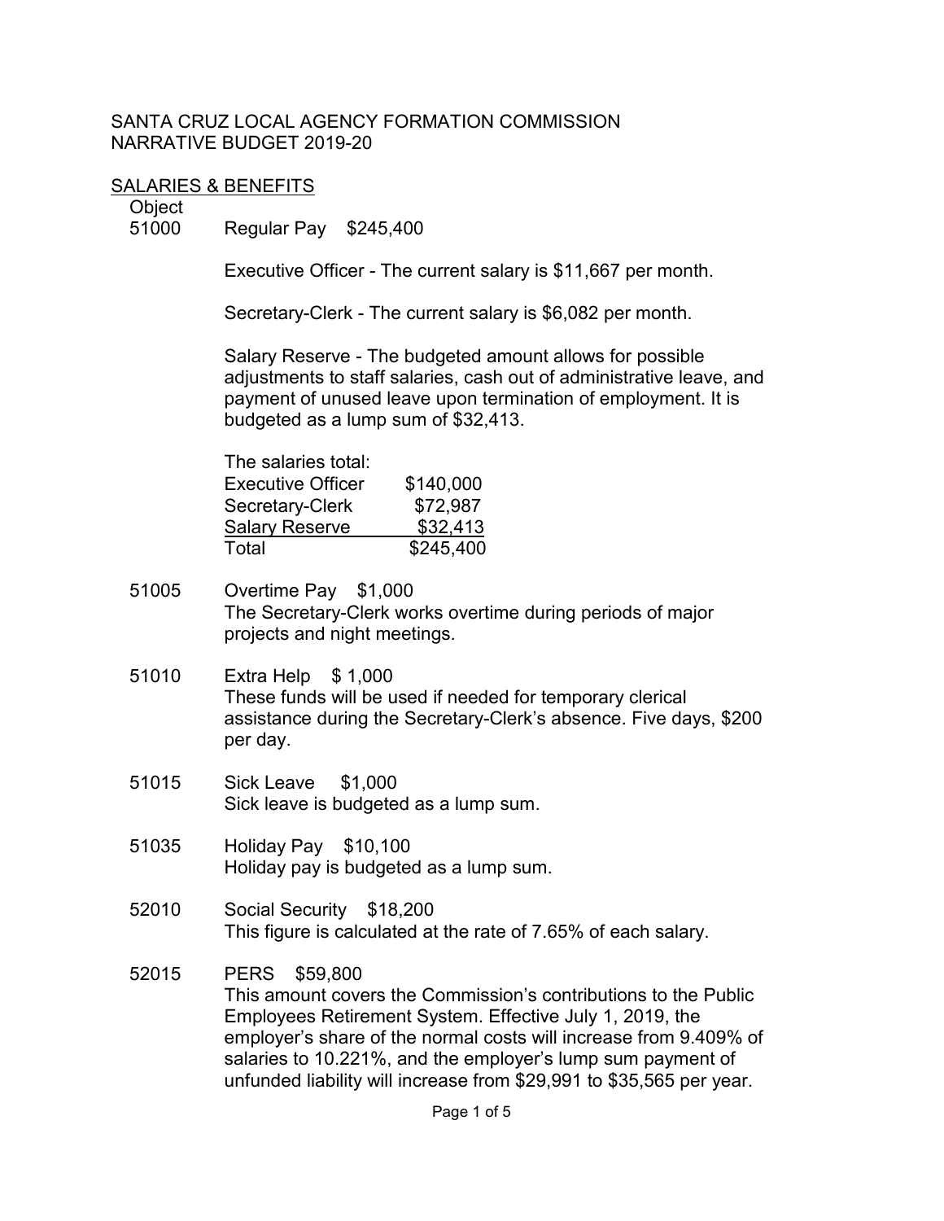SANTA CRUZ LOCAL AGENCY FORMATION COMMISSION
NARRATIVE BUDGET 2019-20

## SALARIES & BENEFITS

Object

**51000** Regular Pay $245,400

Executive Officer - The current salary is $11,667 per month.

Secretary-Clerk - The current salary is $6,082 per month.

Salary Reserve - The budgeted amount allows for possible adjustments to staff salaries, cash out of administrative leave, and payment of unused leave upon termination of employment. It is budgeted as a lump sum of $32,413.

The salaries total:

| | |
|---|---|
| Executive Officer | $140,000 |
| Secretary-Clerk | $72,987 |
| Salary Reserve | $32,413 |
| Total | $245,400 |

**51005** Overtime Pay $1,000
The Secretary-Clerk works overtime during periods of major projects and night meetings.

**51010** Extra Help $ 1,000
These funds will be used if needed for temporary clerical assistance during the Secretary-Clerk's absence. Five days, $200 per day.

**51015** Sick Leave $1,000
Sick leave is budgeted as a lump sum.

**51035** Holiday Pay $10,100
Holiday pay is budgeted as a lump sum.

**52010** Social Security $18,200
This figure is calculated at the rate of 7.65% of each salary.

**52015** PERS $59,800
This amount covers the Commission's contributions to the Public Employees Retirement System. Effective July 1, 2019, the employer's share of the normal costs will increase from 9.409% of salaries to 10.221%, and the employer's lump sum payment of unfunded liability will increase from $29,991 to $35,565 per year.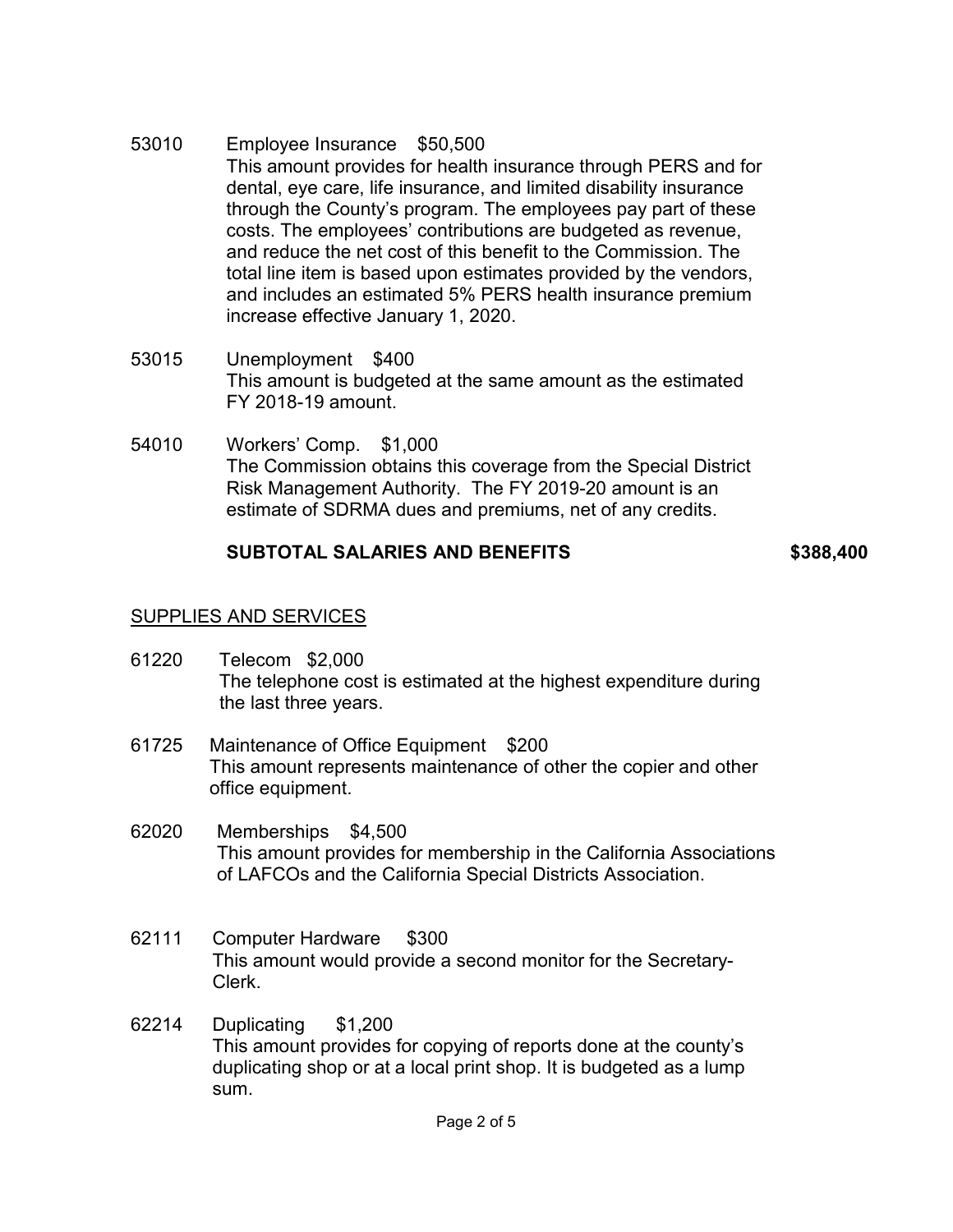53010 Employee Insurance $50,500

This amount provides for health insurance through PERS and for dental, eye care, life insurance, and limited disability insurance through the County's program. The employees pay part of these costs. The employees' contributions are budgeted as revenue, and reduce the net cost of this benefit to the Commission. The total line item is based upon estimates provided by the vendors, and includes an estimated 5% PERS health insurance premium increase effective January 1, 2020.

53015 Unemployment $400

This amount is budgeted at the same amount as the estimated FY 2018-19 amount.

54010 Workers' Comp. $1,000

The Commission obtains this coverage from the Special District Risk Management Authority. The FY 2019-20 amount is an estimate of SDRMA dues and premiums, net of any credits.

**SUBTOTAL SALARIES AND BENEFITS** **$388,400**

SUPPLIES AND SERVICES

61220 Telecom $2,000

The telephone cost is estimated at the highest expenditure during the last three years.

61725 Maintenance of Office Equipment $200

This amount represents maintenance of other the copier and other office equipment.

62020 Memberships $4,500

This amount provides for membership in the California Associations of LAFCOs and the California Special Districts Association.

62111 Computer Hardware $300

This amount would provide a second monitor for the Secretary-Clerk.

62214 Duplicating $1,200

This amount provides for copying of reports done at the county's duplicating shop or at a local print shop. It is budgeted as a lump sum.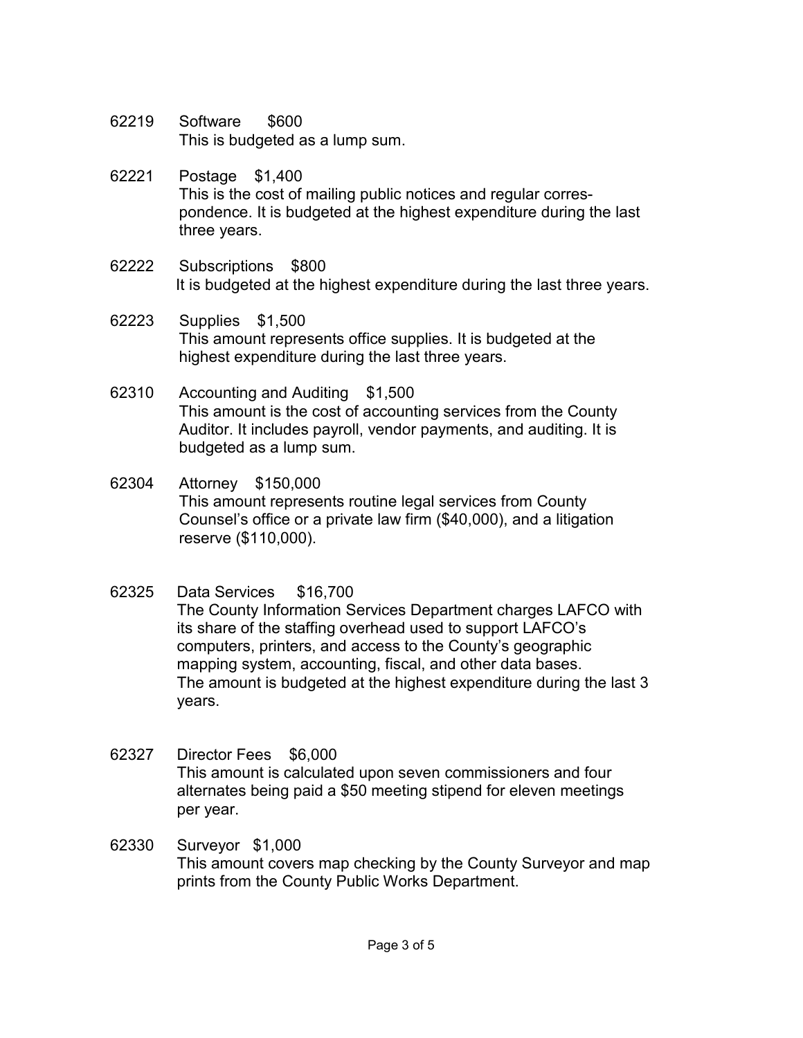62219 Software $600

This is budgeted as a lump sum.

62221 Postage $1,400

This is the cost of mailing public notices and regular correspondence. It is budgeted at the highest expenditure during the last three years.

62222 Subscriptions $800

It is budgeted at the highest expenditure during the last three years.

62223 Supplies $1,500

This amount represents office supplies. It is budgeted at the highest expenditure during the last three years.

62310 Accounting and Auditing $1,500

This amount is the cost of accounting services from the County Auditor. It includes payroll, vendor payments, and auditing. It is budgeted as a lump sum.

62304 Attorney $150,000

This amount represents routine legal services from County Counsel's office or a private law firm ($40,000), and a litigation reserve ($110,000).

62325 Data Services $16,700

The County Information Services Department charges LAFCO with its share of the staffing overhead used to support LAFCO's computers, printers, and access to the County's geographic mapping system, accounting, fiscal, and other data bases. The amount is budgeted at the highest expenditure during the last 3 years.

62327 Director Fees $6,000

This amount is calculated upon seven commissioners and four alternates being paid a $50 meeting stipend for eleven meetings per year.

62330 Surveyor $1,000

This amount covers map checking by the County Surveyor and map prints from the County Public Works Department.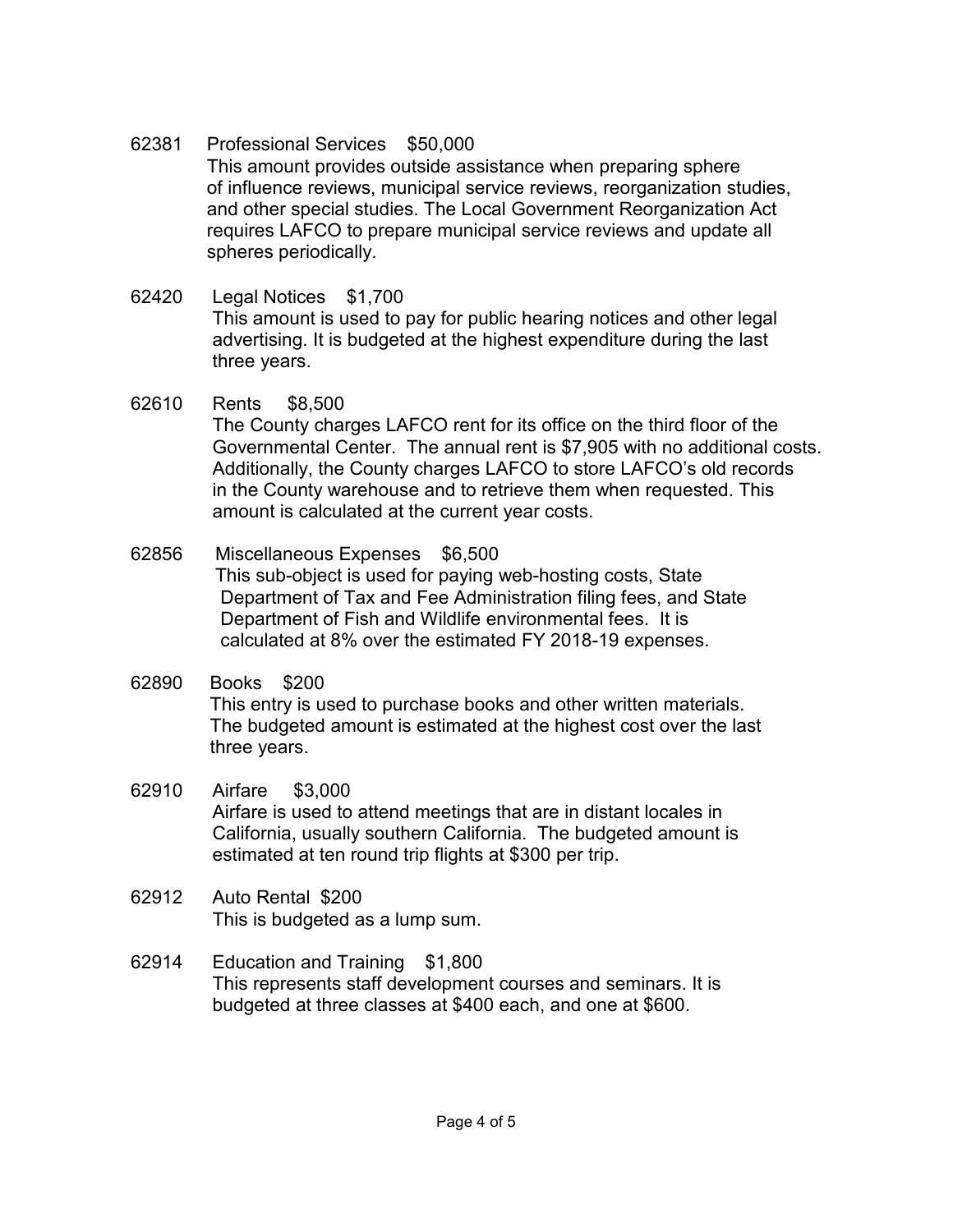62381 Professional Services $50,000
This amount provides outside assistance when preparing sphere of influence reviews, municipal service reviews, reorganization studies, and other special studies. The Local Government Reorganization Act requires LAFCO to prepare municipal service reviews and update all spheres periodically.

62420 Legal Notices $1,700
This amount is used to pay for public hearing notices and other legal advertising. It is budgeted at the highest expenditure during the last three years.

62610 Rents $8,500
The County charges LAFCO rent for its office on the third floor of the Governmental Center. The annual rent is $7,905 with no additional costs. Additionally, the County charges LAFCO to store LAFCO's old records in the County warehouse and to retrieve them when requested. This amount is calculated at the current year costs.

62856 Miscellaneous Expenses $6,500
This sub-object is used for paying web-hosting costs, State Department of Tax and Fee Administration filing fees, and State Department of Fish and Wildlife environmental fees. It is calculated at 8% over the estimated FY 2018-19 expenses.

62890 Books $200
This entry is used to purchase books and other written materials. The budgeted amount is estimated at the highest cost over the last three years.

62910 Airfare $3,000
Airfare is used to attend meetings that are in distant locales in California, usually southern California. The budgeted amount is estimated at ten round trip flights at $300 per trip.

62912 Auto Rental $200
This is budgeted as a lump sum.

62914 Education and Training $1,800
This represents staff development courses and seminars. It is budgeted at three classes at $400 each, and one at $600.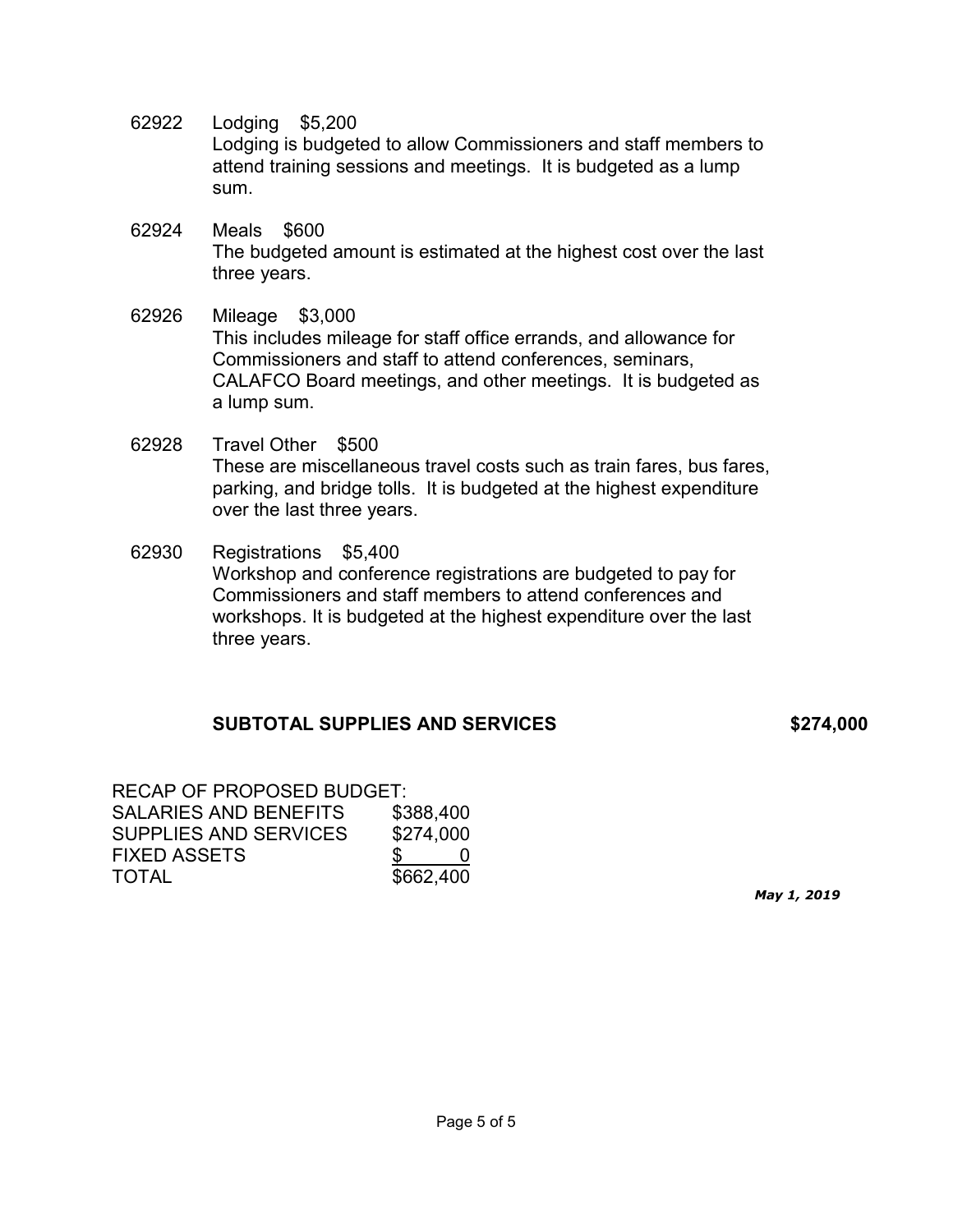62922 Lodging $5,200

Lodging is budgeted to allow Commissioners and staff members to attend training sessions and meetings. It is budgeted as a lump sum.

62924 Meals $600

The budgeted amount is estimated at the highest cost over the last three years.

62926 Mileage $3,000

This includes mileage for staff office errands, and allowance for Commissioners and staff to attend conferences, seminars, CALAFCO Board meetings, and other meetings. It is budgeted as a lump sum.

62928 Travel Other $500

These are miscellaneous travel costs such as train fares, bus fares, parking, and bridge tolls. It is budgeted at the highest expenditure over the last three years.

62930 Registrations $5,400

Workshop and conference registrations are budgeted to pay for Commissioners and staff members to attend conferences and workshops. It is budgeted at the highest expenditure over the last three years.

**SUBTOTAL SUPPLIES AND SERVICES $274,000**

RECAP OF PROPOSED BUDGET:

| | |
|---|---|
| SALARIES AND BENEFITS | $388,400 |
| SUPPLIES AND SERVICES | $274,000 |
| FIXED ASSETS | $ 0 |
| TOTAL | $662,400 |

***May 1, 2019***